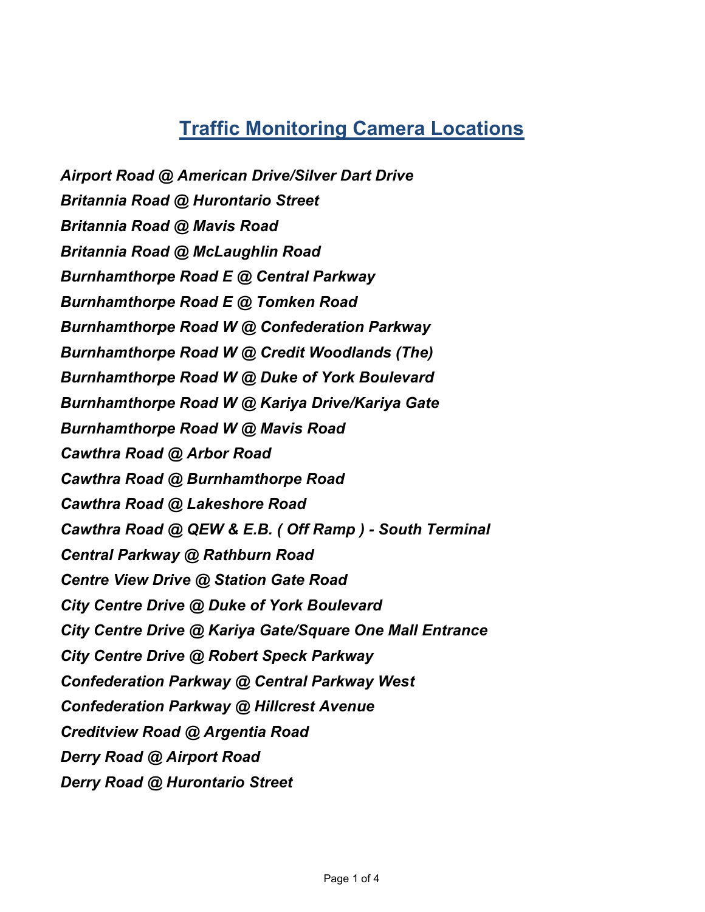# Traffic Monitoring Camera Locations

*Airport Road @ American Drive/Silver Dart Drive*
*Britannia Road @ Hurontario Street*
*Britannia Road @ Mavis Road*
*Britannia Road @ McLaughlin Road*
*Burnhamthorpe Road E @ Central Parkway*
*Burnhamthorpe Road E @ Tomken Road*
*Burnhamthorpe Road W @ Confederation Parkway*
*Burnhamthorpe Road W @ Credit Woodlands (The)*
*Burnhamthorpe Road W @ Duke of York Boulevard*
*Burnhamthorpe Road W @ Kariya Drive/Kariya Gate*
*Burnhamthorpe Road W @ Mavis Road*
*Cawthra Road @ Arbor Road*
*Cawthra Road @ Burnhamthorpe Road*
*Cawthra Road @ Lakeshore Road*
*Cawthra Road @ QEW & E.B. ( Off Ramp ) - South Terminal*
*Central Parkway @ Rathburn Road*
*Centre View Drive @ Station Gate Road*
*City Centre Drive @ Duke of York Boulevard*
*City Centre Drive @ Kariya Gate/Square One Mall Entrance*
*City Centre Drive @ Robert Speck Parkway*
*Confederation Parkway @ Central Parkway West*
*Confederation Parkway @ Hillcrest Avenue*
*Creditview Road @ Argentia Road*
*Derry Road @ Airport Road*
*Derry Road @ Hurontario Street*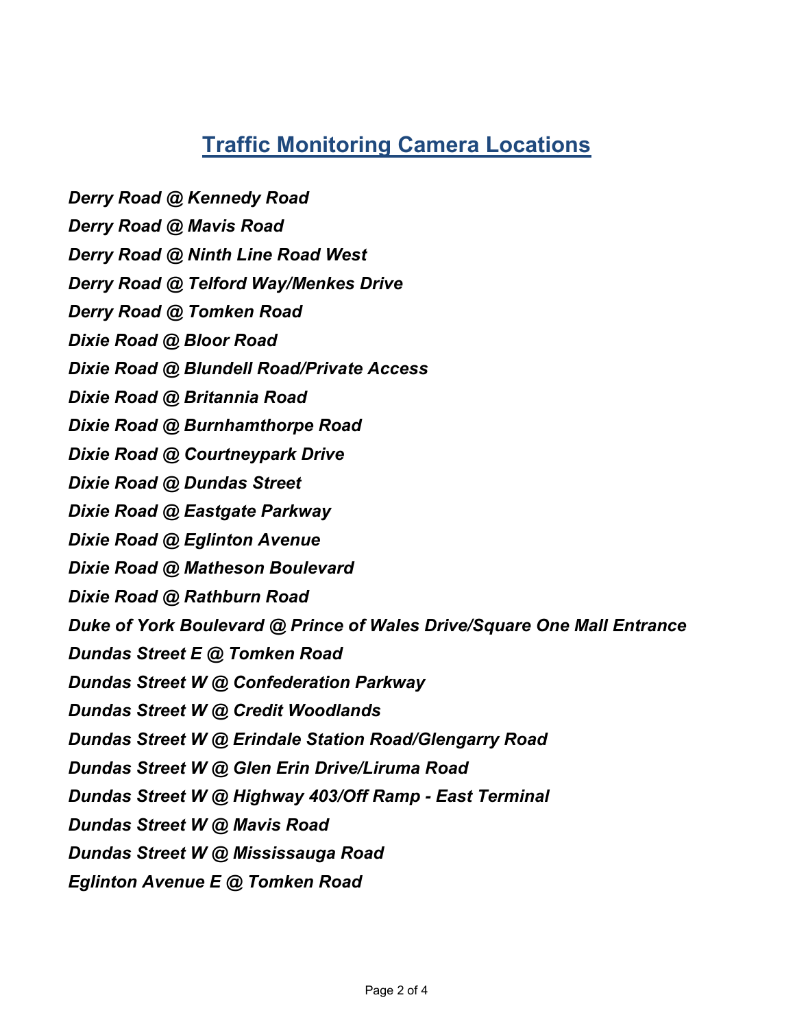# Traffic Monitoring Camera Locations

*Derry Road @ Kennedy Road*

*Derry Road @ Mavis Road*

*Derry Road @ Ninth Line Road West*

*Derry Road @ Telford Way/Menkes Drive*

*Derry Road @ Tomken Road*

*Dixie Road @ Bloor Road*

*Dixie Road @ Blundell Road/Private Access*

*Dixie Road @ Britannia Road*

*Dixie Road @ Burnhamthorpe Road*

*Dixie Road @ Courtneypark Drive*

*Dixie Road @ Dundas Street*

*Dixie Road @ Eastgate Parkway*

*Dixie Road @ Eglinton Avenue*

*Dixie Road @ Matheson Boulevard*

*Dixie Road @ Rathburn Road*

*Duke of York Boulevard @ Prince of Wales Drive/Square One Mall Entrance*

*Dundas Street E @ Tomken Road*

*Dundas Street W @ Confederation Parkway*

*Dundas Street W @ Credit Woodlands*

*Dundas Street W @ Erindale Station Road/Glengarry Road*

*Dundas Street W @ Glen Erin Drive/Liruma Road*

*Dundas Street W @ Highway 403/Off Ramp - East Terminal*

*Dundas Street W @ Mavis Road*

*Dundas Street W @ Mississauga Road*

*Eglinton Avenue E @ Tomken Road*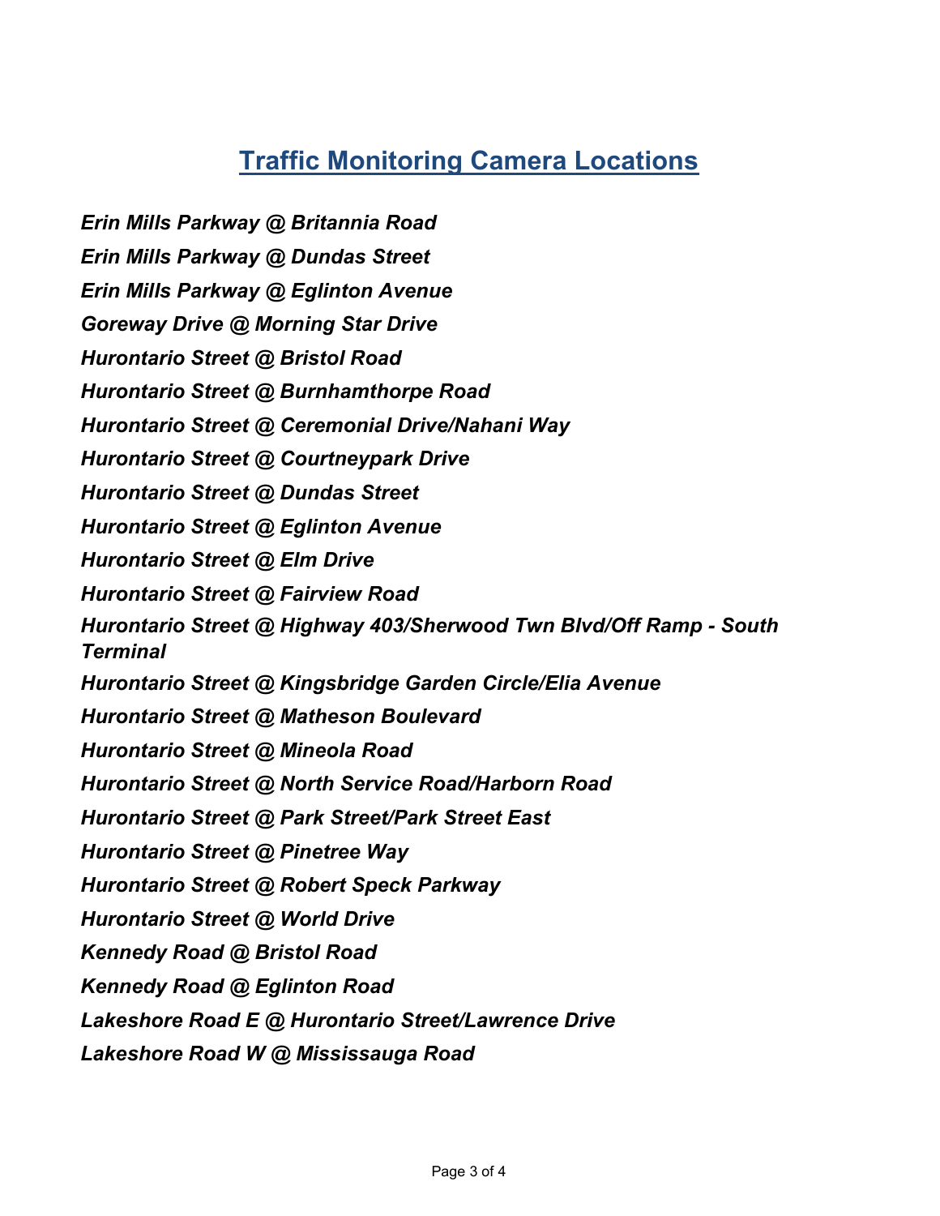# Traffic Monitoring Camera Locations

*Erin Mills Parkway @ Britannia Road*

*Erin Mills Parkway @ Dundas Street*

*Erin Mills Parkway @ Eglinton Avenue*

*Goreway Drive @ Morning Star Drive*

*Hurontario Street @ Bristol Road*

*Hurontario Street @ Burnhamthorpe Road*

*Hurontario Street @ Ceremonial Drive/Nahani Way*

*Hurontario Street @ Courtneypark Drive*

*Hurontario Street @ Dundas Street*

*Hurontario Street @ Eglinton Avenue*

*Hurontario Street @ Elm Drive*

*Hurontario Street @ Fairview Road*

*Hurontario Street @ Highway 403/Sherwood Twn Blvd/Off Ramp - South Terminal*

*Hurontario Street @ Kingsbridge Garden Circle/Elia Avenue*

*Hurontario Street @ Matheson Boulevard*

*Hurontario Street @ Mineola Road*

*Hurontario Street @ North Service Road/Harborn Road*

*Hurontario Street @ Park Street/Park Street East*

*Hurontario Street @ Pinetree Way*

*Hurontario Street @ Robert Speck Parkway*

*Hurontario Street @ World Drive*

*Kennedy Road @ Bristol Road*

*Kennedy Road @ Eglinton Road*

*Lakeshore Road E @ Hurontario Street/Lawrence Drive*

*Lakeshore Road W @ Mississauga Road*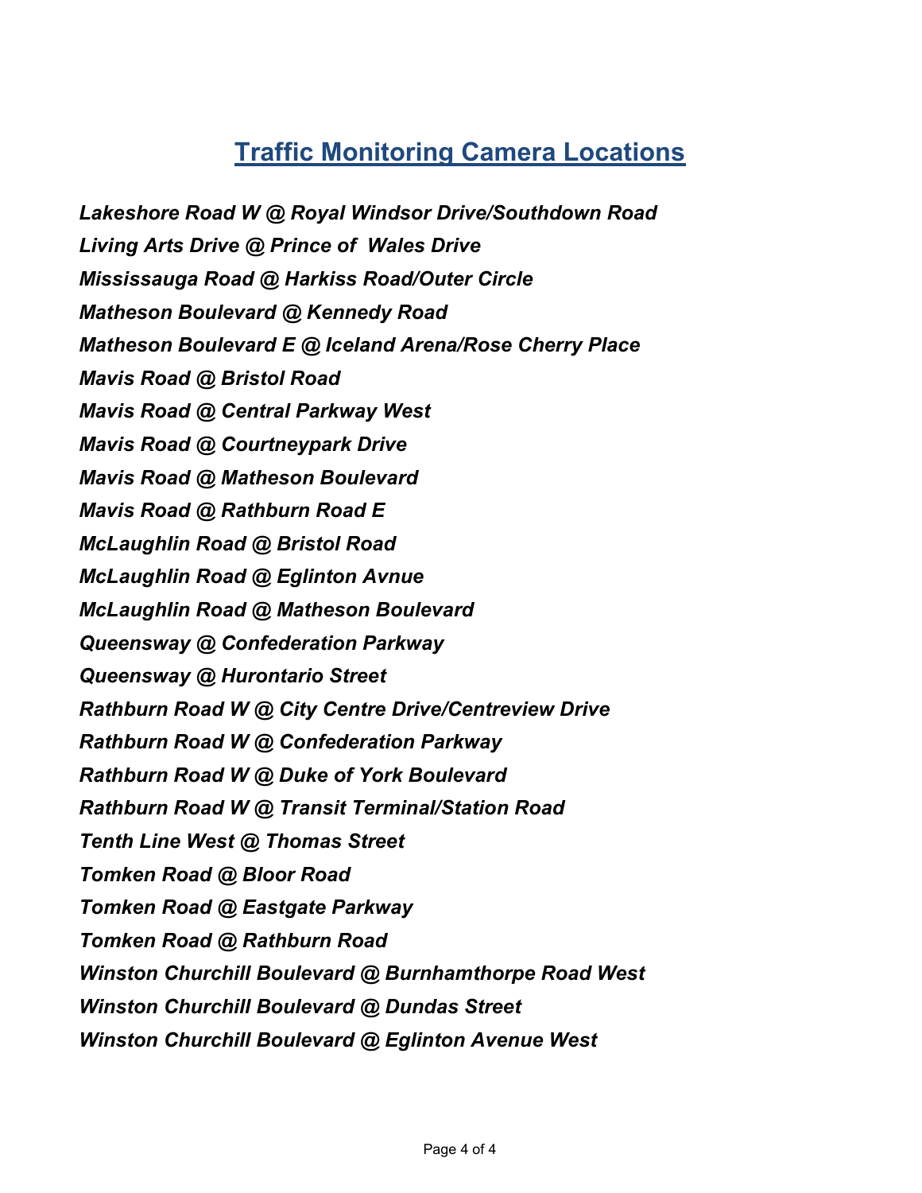# Traffic Monitoring Camera Locations

***Lakeshore Road W @ Royal Windsor Drive/Southdown Road***

***Living Arts Drive @ Prince of  Wales Drive***

***Mississauga Road @ Harkiss Road/Outer Circle***

***Matheson Boulevard @ Kennedy Road***

***Matheson Boulevard E @ Iceland Arena/Rose Cherry Place***

***Mavis Road @ Bristol Road***

***Mavis Road @ Central Parkway West***

***Mavis Road @ Courtneypark Drive***

***Mavis Road @ Matheson Boulevard***

***Mavis Road @ Rathburn Road E***

***McLaughlin Road @ Bristol Road***

***McLaughlin Road @ Eglinton Avnue***

***McLaughlin Road @ Matheson Boulevard***

***Queensway @ Confederation Parkway***

***Queensway @ Hurontario Street***

***Rathburn Road W @ City Centre Drive/Centreview Drive***

***Rathburn Road W @ Confederation Parkway***

***Rathburn Road W @ Duke of York Boulevard***

***Rathburn Road W @ Transit Terminal/Station Road***

***Tenth Line West @ Thomas Street***

***Tomken Road @ Bloor Road***

***Tomken Road @ Eastgate Parkway***

***Tomken Road @ Rathburn Road***

***Winston Churchill Boulevard @ Burnhamthorpe Road West***

***Winston Churchill Boulevard @ Dundas Street***

***Winston Churchill Boulevard @ Eglinton Avenue West***